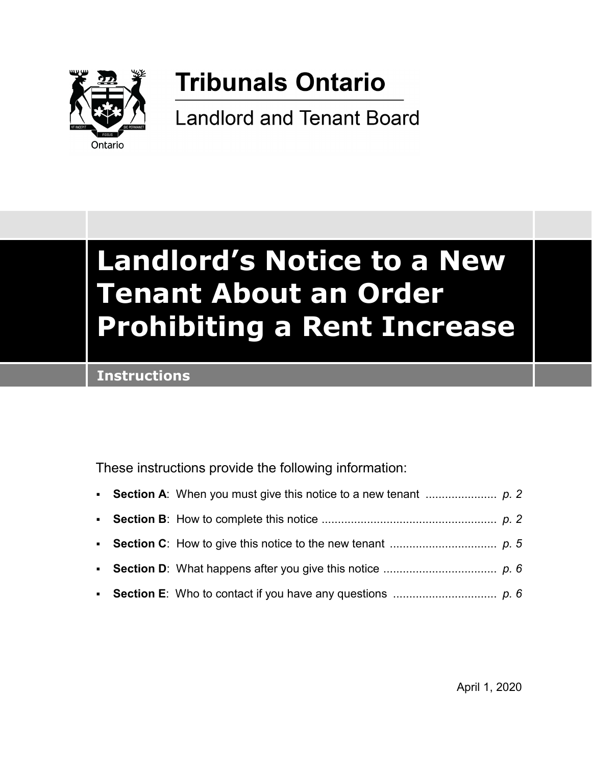Tribunals Ontario

Landlord and Tenant Board

# Landlord's Notice to a New Tenant About an Order Prohibiting a Rent Increase

## Instructions

These instructions provide the following information:

- **Section A**: When you must give this notice to a new tenant ...................... *p. 2*
- **Section B**: How to complete this notice ...................................................... *p. 2*
- **Section C**: How to give this notice to the new tenant ................................. *p. 5*
- **Section D**: What happens after you give this notice ................................... *p. 6*
- **Section E**: Who to contact if you have any questions ................................ *p. 6*

April 1, 2020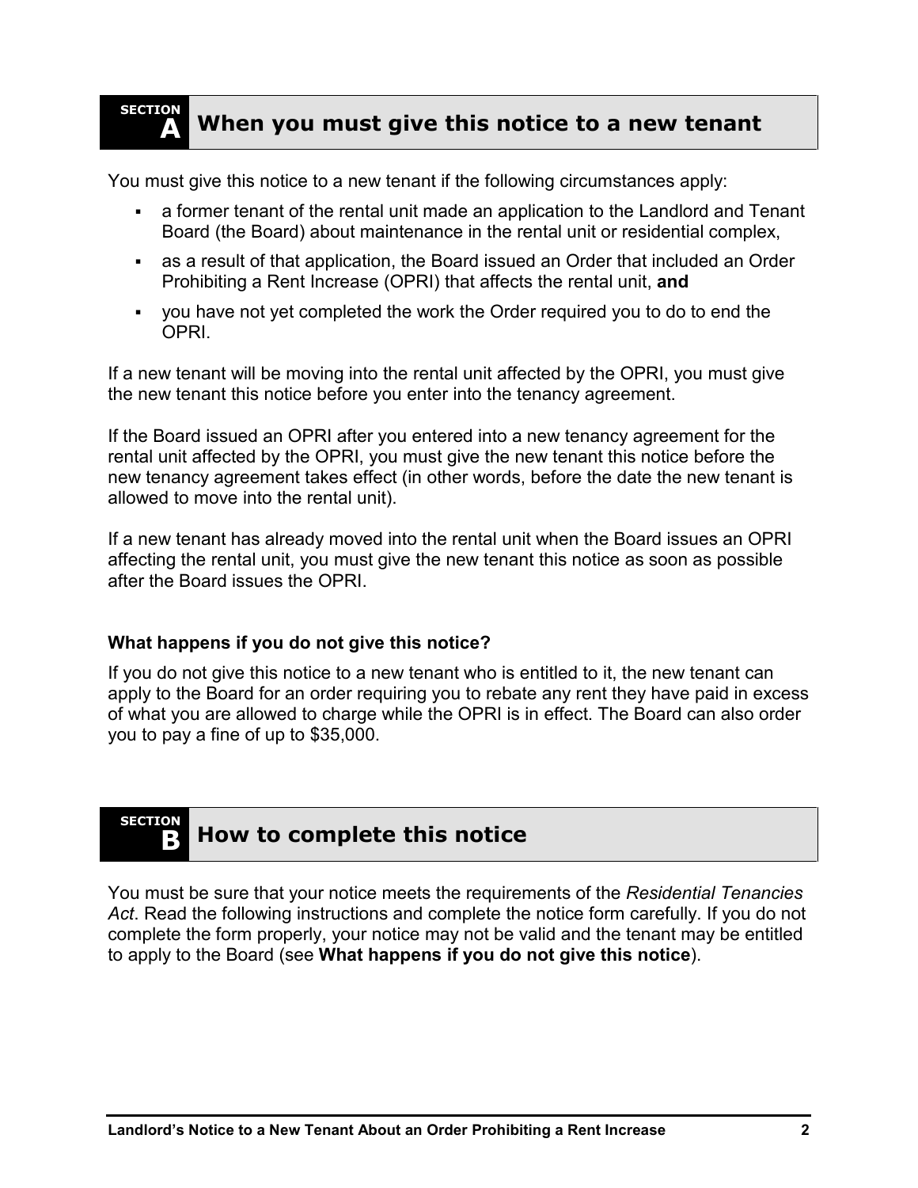## SECTION A When you must give this notice to a new tenant

You must give this notice to a new tenant if the following circumstances apply:

- a former tenant of the rental unit made an application to the Landlord and Tenant Board (the Board) about maintenance in the rental unit or residential complex,
- as a result of that application, the Board issued an Order that included an Order Prohibiting a Rent Increase (OPRI) that affects the rental unit, **and**
- you have not yet completed the work the Order required you to do to end the OPRI.

If a new tenant will be moving into the rental unit affected by the OPRI, you must give the new tenant this notice before you enter into the tenancy agreement.

If the Board issued an OPRI after you entered into a new tenancy agreement for the rental unit affected by the OPRI, you must give the new tenant this notice before the new tenancy agreement takes effect (in other words, before the date the new tenant is allowed to move into the rental unit).

If a new tenant has already moved into the rental unit when the Board issues an OPRI affecting the rental unit, you must give the new tenant this notice as soon as possible after the Board issues the OPRI.

**What happens if you do not give this notice?**

If you do not give this notice to a new tenant who is entitled to it, the new tenant can apply to the Board for an order requiring you to rebate any rent they have paid in excess of what you are allowed to charge while the OPRI is in effect. The Board can also order you to pay a fine of up to $35,000.

## SECTION B How to complete this notice

You must be sure that your notice meets the requirements of the *Residential Tenancies Act*. Read the following instructions and complete the notice form carefully. If you do not complete the form properly, your notice may not be valid and the tenant may be entitled to apply to the Board (see **What happens if you do not give this notice**).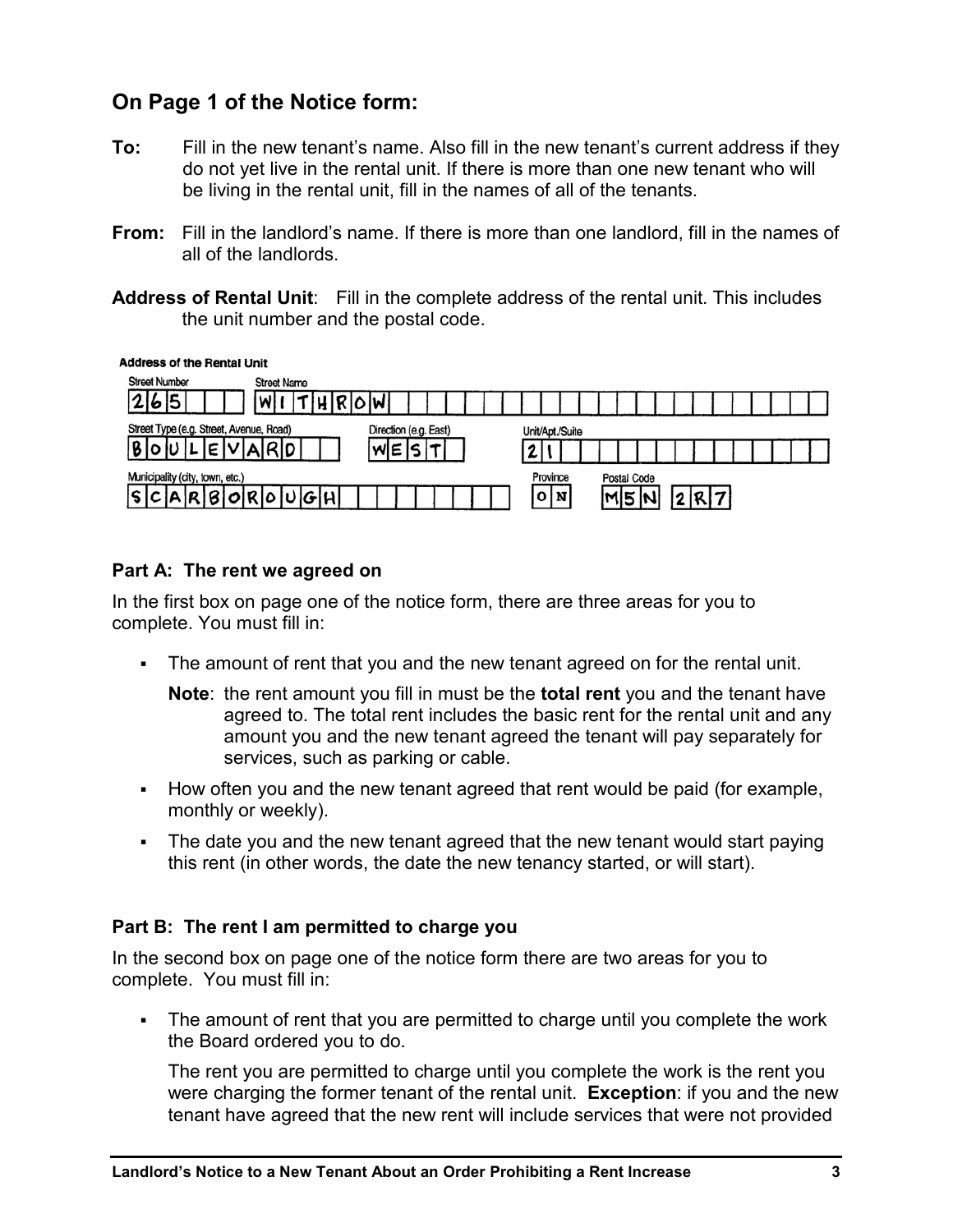## On Page 1 of the Notice form:

**To:** Fill in the new tenant's name. Also fill in the new tenant's current address if they do not yet live in the rental unit. If there is more than one new tenant who will be living in the rental unit, fill in the names of all of the tenants.

**From:** Fill in the landlord's name. If there is more than one landlord, fill in the names of all of the landlords.

**Address of Rental Unit**: Fill in the complete address of the rental unit. This includes the unit number and the postal code.

**Address of the Rental Unit**

| Street Number | Street Name |
|---|---|
| 265 | WITHROW |

| Street Type (e.g. Street, Avenue, Road) | Direction (e.g. East) | Unit/Apt./Suite |
|---|---|---|
| BOULEVARD | WEST | 21 |

| Municipality (city, town, etc.) | Province | Postal Code |
|---|---|---|
| SCARBOROUGH | ON | M5N 2R7 |

### Part A: The rent we agreed on

In the first box on page one of the notice form, there are three areas for you to complete. You must fill in:

- The amount of rent that you and the new tenant agreed on for the rental unit.

  **Note**: the rent amount you fill in must be the **total rent** you and the tenant have agreed to. The total rent includes the basic rent for the rental unit and any amount you and the new tenant agreed the tenant will pay separately for services, such as parking or cable.

- How often you and the new tenant agreed that rent would be paid (for example, monthly or weekly).
- The date you and the new tenant agreed that the new tenant would start paying this rent (in other words, the date the new tenancy started, or will start).

### Part B: The rent I am permitted to charge you

In the second box on page one of the notice form there are two areas for you to complete. You must fill in:

- The amount of rent that you are permitted to charge until you complete the work the Board ordered you to do.

  The rent you are permitted to charge until you complete the work is the rent you were charging the former tenant of the rental unit. **Exception**: if you and the new tenant have agreed that the new rent will include services that were not provided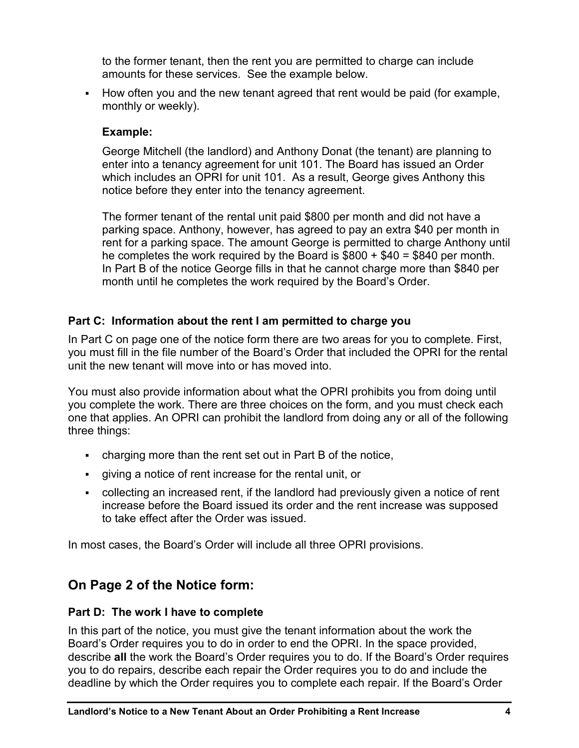to the former tenant, then the rent you are permitted to charge can include amounts for these services. See the example below.

- How often you and the new tenant agreed that rent would be paid (for example, monthly or weekly).

  **Example:**

  George Mitchell (the landlord) and Anthony Donat (the tenant) are planning to enter into a tenancy agreement for unit 101. The Board has issued an Order which includes an OPRI for unit 101. As a result, George gives Anthony this notice before they enter into the tenancy agreement.

  The former tenant of the rental unit paid $800 per month and did not have a parking space. Anthony, however, has agreed to pay an extra $40 per month in rent for a parking space. The amount George is permitted to charge Anthony until he completes the work required by the Board is $800 + $40 = $840 per month. In Part B of the notice George fills in that he cannot charge more than $840 per month until he completes the work required by the Board's Order.

### Part C: Information about the rent I am permitted to charge you

In Part C on page one of the notice form there are two areas for you to complete. First, you must fill in the file number of the Board's Order that included the OPRI for the rental unit the new tenant will move into or has moved into.

You must also provide information about what the OPRI prohibits you from doing until you complete the work. There are three choices on the form, and you must check each one that applies. An OPRI can prohibit the landlord from doing any or all of the following three things:

- charging more than the rent set out in Part B of the notice,
- giving a notice of rent increase for the rental unit, or
- collecting an increased rent, if the landlord had previously given a notice of rent increase before the Board issued its order and the rent increase was supposed to take effect after the Order was issued.

In most cases, the Board's Order will include all three OPRI provisions.

## On Page 2 of the Notice form:

### Part D: The work I have to complete

In this part of the notice, you must give the tenant information about the work the Board's Order requires you to do in order to end the OPRI. In the space provided, describe **all** the work the Board's Order requires you to do. If the Board's Order requires you to do repairs, describe each repair the Order requires you to do and include the deadline by which the Order requires you to complete each repair. If the Board's Order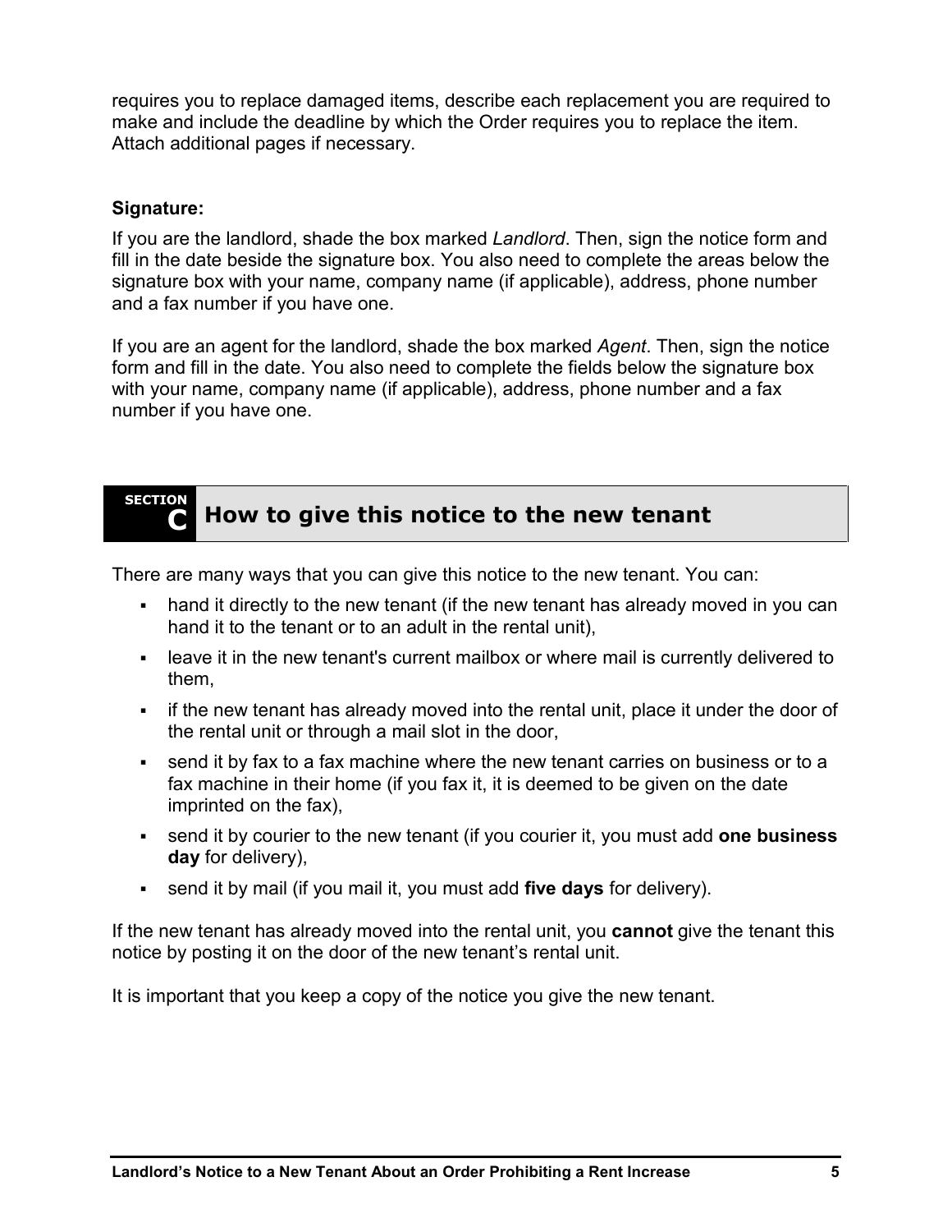requires you to replace damaged items, describe each replacement you are required to make and include the deadline by which the Order requires you to replace the item. Attach additional pages if necessary.

**Signature:**

If you are the landlord, shade the box marked *Landlord*. Then, sign the notice form and fill in the date beside the signature box. You also need to complete the areas below the signature box with your name, company name (if applicable), address, phone number and a fax number if you have one.

If you are an agent for the landlord, shade the box marked *Agent*. Then, sign the notice form and fill in the date. You also need to complete the fields below the signature box with your name, company name (if applicable), address, phone number and a fax number if you have one.

## SECTION C How to give this notice to the new tenant

There are many ways that you can give this notice to the new tenant. You can:

- hand it directly to the new tenant (if the new tenant has already moved in you can hand it to the tenant or to an adult in the rental unit),
- leave it in the new tenant's current mailbox or where mail is currently delivered to them,
- if the new tenant has already moved into the rental unit, place it under the door of the rental unit or through a mail slot in the door,
- send it by fax to a fax machine where the new tenant carries on business or to a fax machine in their home (if you fax it, it is deemed to be given on the date imprinted on the fax),
- send it by courier to the new tenant (if you courier it, you must add **one business day** for delivery),
- send it by mail (if you mail it, you must add **five days** for delivery).

If the new tenant has already moved into the rental unit, you **cannot** give the tenant this notice by posting it on the door of the new tenant's rental unit.

It is important that you keep a copy of the notice you give the new tenant.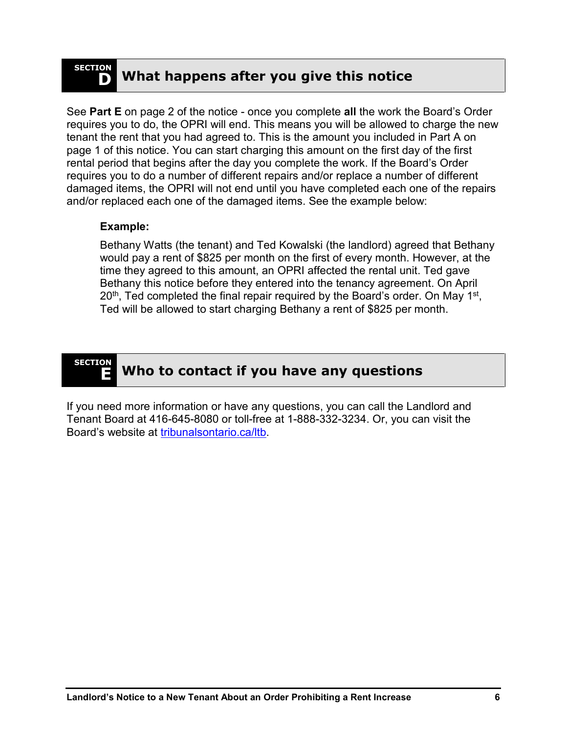## SECTION D — What happens after you give this notice

See **Part E** on page 2 of the notice - once you complete **all** the work the Board's Order requires you to do, the OPRI will end. This means you will be allowed to charge the new tenant the rent that you had agreed to. This is the amount you included in Part A on page 1 of this notice. You can start charging this amount on the first day of the first rental period that begins after the day you complete the work. If the Board's Order requires you to do a number of different repairs and/or replace a number of different damaged items, the OPRI will not end until you have completed each one of the repairs and/or replaced each one of the damaged items. See the example below:

> **Example:**
>
> Bethany Watts (the tenant) and Ted Kowalski (the landlord) agreed that Bethany would pay a rent of $825 per month on the first of every month. However, at the time they agreed to this amount, an OPRI affected the rental unit. Ted gave Bethany this notice before they entered into the tenancy agreement. On April 20th, Ted completed the final repair required by the Board's order. On May 1st, Ted will be allowed to start charging Bethany a rent of $825 per month.

## SECTION E — Who to contact if you have any questions

If you need more information or have any questions, you can call the Landlord and Tenant Board at 416-645-8080 or toll-free at 1-888-332-3234. Or, you can visit the Board's website at [tribunalsontario.ca/ltb](http://tribunalsontario.ca/ltb).